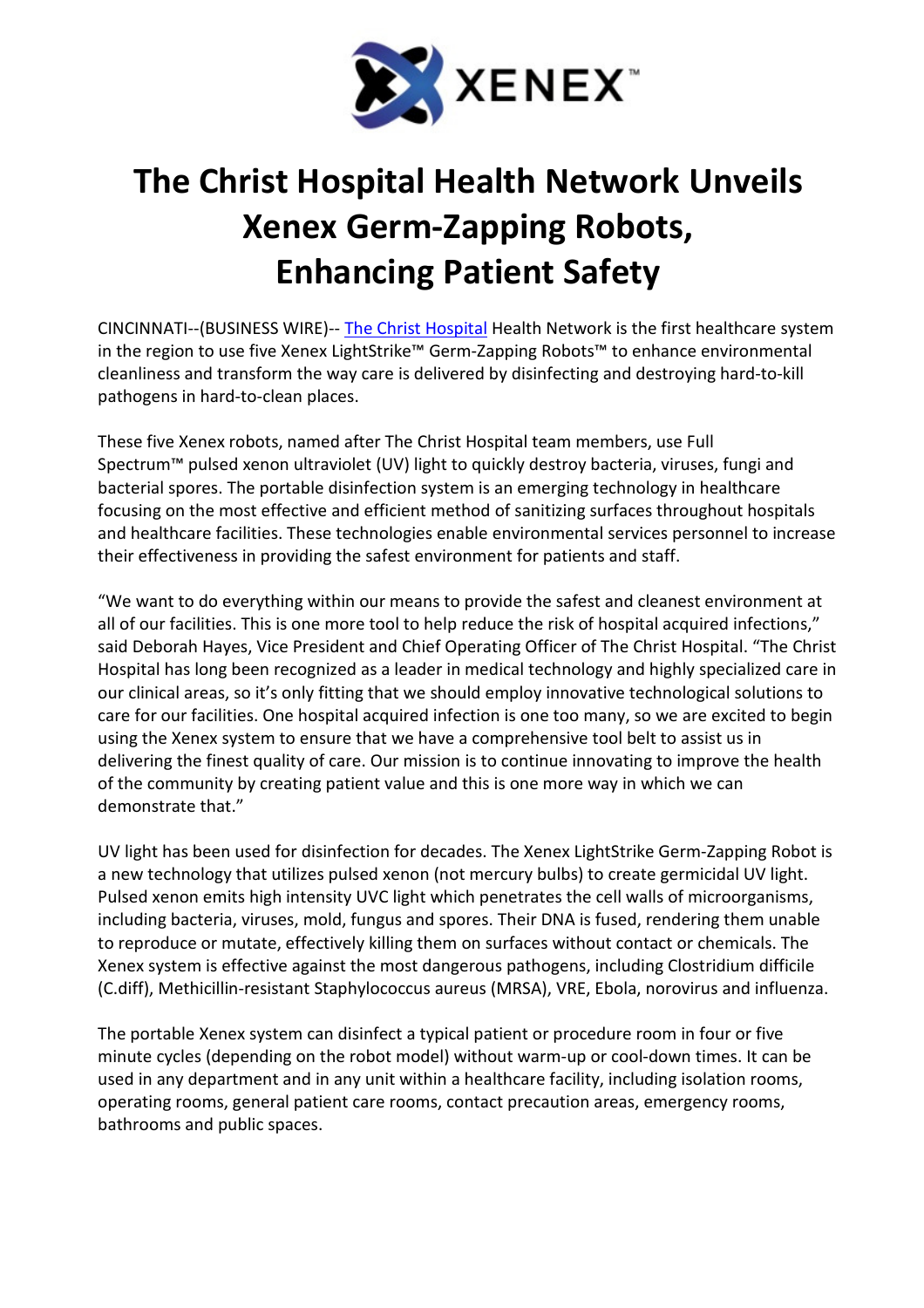XENEX™

# The Christ Hospital Health Network Unveils Xenex Germ-Zapping Robots, Enhancing Patient Safety

CINCINNATI--(BUSINESS WIRE)-- The Christ Hospital Health Network is the first healthcare system in the region to use five Xenex LightStrike™ Germ-Zapping Robots™ to enhance environmental cleanliness and transform the way care is delivered by disinfecting and destroying hard-to-kill pathogens in hard-to-clean places.

These five Xenex robots, named after The Christ Hospital team members, use Full Spectrum™ pulsed xenon ultraviolet (UV) light to quickly destroy bacteria, viruses, fungi and bacterial spores. The portable disinfection system is an emerging technology in healthcare focusing on the most effective and efficient method of sanitizing surfaces throughout hospitals and healthcare facilities. These technologies enable environmental services personnel to increase their effectiveness in providing the safest environment for patients and staff.

"We want to do everything within our means to provide the safest and cleanest environment at all of our facilities. This is one more tool to help reduce the risk of hospital acquired infections," said Deborah Hayes, Vice President and Chief Operating Officer of The Christ Hospital. "The Christ Hospital has long been recognized as a leader in medical technology and highly specialized care in our clinical areas, so it's only fitting that we should employ innovative technological solutions to care for our facilities. One hospital acquired infection is one too many, so we are excited to begin using the Xenex system to ensure that we have a comprehensive tool belt to assist us in delivering the finest quality of care. Our mission is to continue innovating to improve the health of the community by creating patient value and this is one more way in which we can demonstrate that."

UV light has been used for disinfection for decades. The Xenex LightStrike Germ-Zapping Robot is a new technology that utilizes pulsed xenon (not mercury bulbs) to create germicidal UV light. Pulsed xenon emits high intensity UVC light which penetrates the cell walls of microorganisms, including bacteria, viruses, mold, fungus and spores. Their DNA is fused, rendering them unable to reproduce or mutate, effectively killing them on surfaces without contact or chemicals. The Xenex system is effective against the most dangerous pathogens, including Clostridium difficile (C.diff), Methicillin-resistant Staphylococcus aureus (MRSA), VRE, Ebola, norovirus and influenza.

The portable Xenex system can disinfect a typical patient or procedure room in four or five minute cycles (depending on the robot model) without warm-up or cool-down times. It can be used in any department and in any unit within a healthcare facility, including isolation rooms, operating rooms, general patient care rooms, contact precaution areas, emergency rooms, bathrooms and public spaces.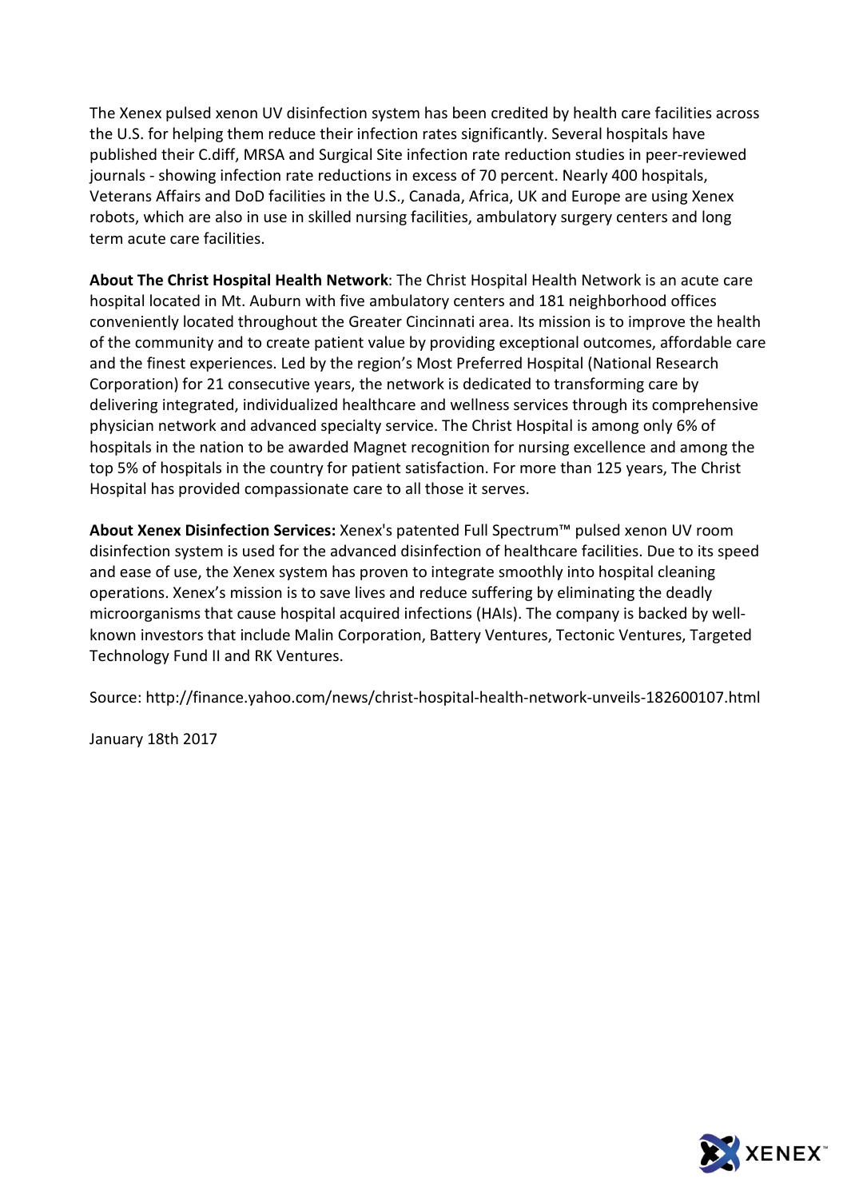The Xenex pulsed xenon UV disinfection system has been credited by health care facilities across the U.S. for helping them reduce their infection rates significantly. Several hospitals have published their C.diff, MRSA and Surgical Site infection rate reduction studies in peer-reviewed journals - showing infection rate reductions in excess of 70 percent. Nearly 400 hospitals, Veterans Affairs and DoD facilities in the U.S., Canada, Africa, UK and Europe are using Xenex robots, which are also in use in skilled nursing facilities, ambulatory surgery centers and long term acute care facilities.

**About The Christ Hospital Health Network**: The Christ Hospital Health Network is an acute care hospital located in Mt. Auburn with five ambulatory centers and 181 neighborhood offices conveniently located throughout the Greater Cincinnati area. Its mission is to improve the health of the community and to create patient value by providing exceptional outcomes, affordable care and the finest experiences. Led by the region's Most Preferred Hospital (National Research Corporation) for 21 consecutive years, the network is dedicated to transforming care by delivering integrated, individualized healthcare and wellness services through its comprehensive physician network and advanced specialty service. The Christ Hospital is among only 6% of hospitals in the nation to be awarded Magnet recognition for nursing excellence and among the top 5% of hospitals in the country for patient satisfaction. For more than 125 years, The Christ Hospital has provided compassionate care to all those it serves.

**About Xenex Disinfection Services:** Xenex's patented Full Spectrum™ pulsed xenon UV room disinfection system is used for the advanced disinfection of healthcare facilities. Due to its speed and ease of use, the Xenex system has proven to integrate smoothly into hospital cleaning operations. Xenex's mission is to save lives and reduce suffering by eliminating the deadly microorganisms that cause hospital acquired infections (HAIs). The company is backed by well-known investors that include Malin Corporation, Battery Ventures, Tectonic Ventures, Targeted Technology Fund II and RK Ventures.

Source: http://finance.yahoo.com/news/christ-hospital-health-network-unveils-182600107.html

January 18th 2017